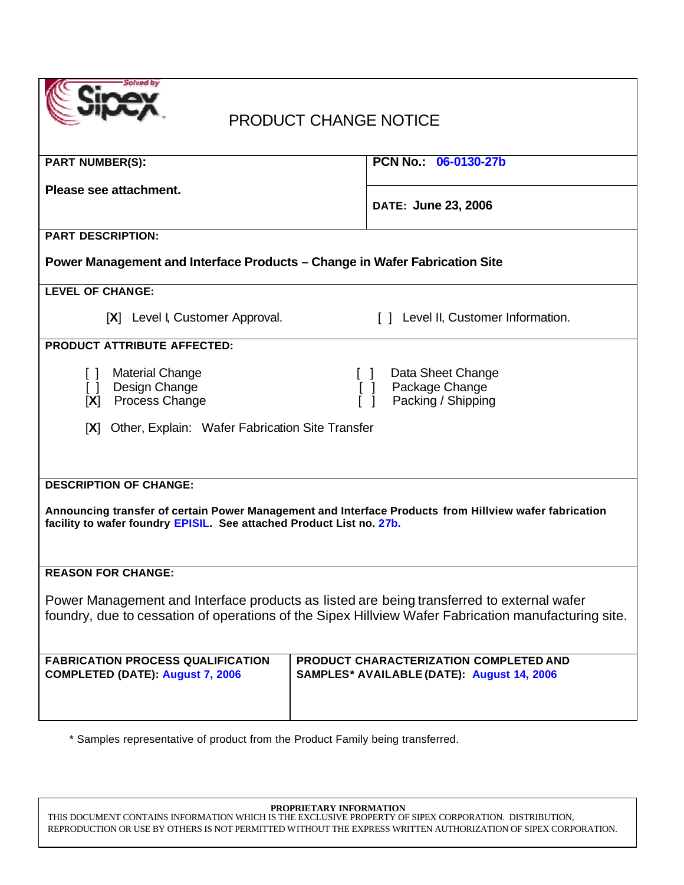# PRODUCT CHANGE NOTICE

| PART NUMBER(S): | PCN No.: 06-0130-27b |
|---|---|
| **Please see attachment.** | **DATE: June 23, 2006** |

**PART DESCRIPTION:**

**Power Management and Interface Products – Change in Wafer Fabrication Site**

**LEVEL OF CHANGE:**

[X] Level I, Customer Approval. [ ] Level II, Customer Information.

**PRODUCT ATTRIBUTE AFFECTED:**

[ ] Material Change
[ ] Design Change
[X] Process Change
[ ] Data Sheet Change
[ ] Package Change
[ ] Packing / Shipping

[X] Other, Explain: Wafer Fabrication Site Transfer

**DESCRIPTION OF CHANGE:**

**Announcing transfer of certain Power Management and Interface Products from Hillview wafer fabrication facility to wafer foundry EPISIL. See attached Product List no. 27b.**

**REASON FOR CHANGE:**

Power Management and Interface products as listed are being transferred to external wafer foundry, due to cessation of operations of the Sipex Hillview Wafer Fabrication manufacturing site.

| FABRICATION PROCESS QUALIFICATION COMPLETED (DATE): August 7, 2006 | PRODUCT CHARACTERIZATION COMPLETED AND SAMPLES* AVAILABLE (DATE): August 14, 2006 |
|---|---|

* Samples representative of product from the Product Family being transferred.

**PROPRIETARY INFORMATION**
THIS DOCUMENT CONTAINS INFORMATION WHICH IS THE EXCLUSIVE PROPERTY OF SIPEX CORPORATION. DISTRIBUTION, REPRODUCTION OR USE BY OTHERS IS NOT PERMITTED WITHOUT THE EXPRESS WRITTEN AUTHORIZATION OF SIPEX CORPORATION.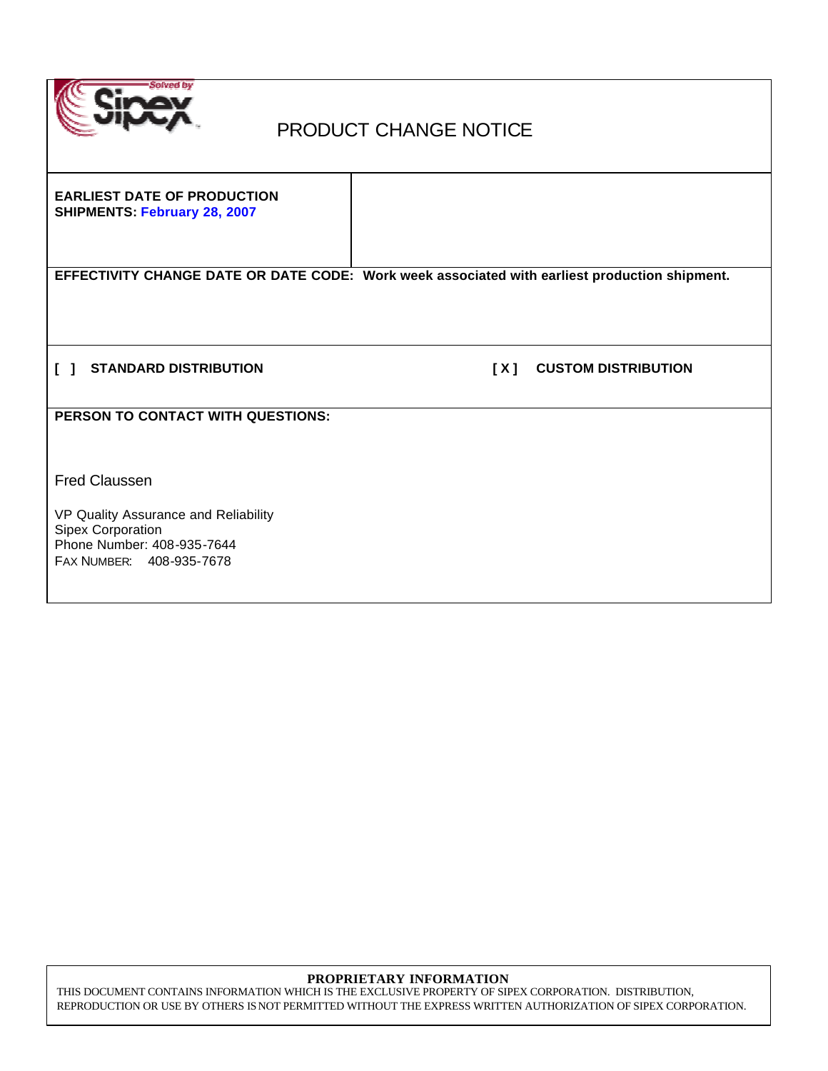# PRODUCT CHANGE NOTICE

**EARLIEST DATE OF PRODUCTION SHIPMENTS:** **February 28, 2007**

**EFFECTIVITY CHANGE DATE OR DATE CODE: Work week associated with earliest production shipment.**

**[ ] STANDARD DISTRIBUTION** **[ X ] CUSTOM DISTRIBUTION**

**PERSON TO CONTACT WITH QUESTIONS:**

Fred Claussen

VP Quality Assurance and Reliability
Sipex Corporation
Phone Number: 408-935-7644
FAX NUMBER: 408-935-7678

**PROPRIETARY INFORMATION**

THIS DOCUMENT CONTAINS INFORMATION WHICH IS THE EXCLUSIVE PROPERTY OF SIPEX CORPORATION. DISTRIBUTION, REPRODUCTION OR USE BY OTHERS IS NOT PERMITTED WITHOUT THE EXPRESS WRITTEN AUTHORIZATION OF SIPEX CORPORATION.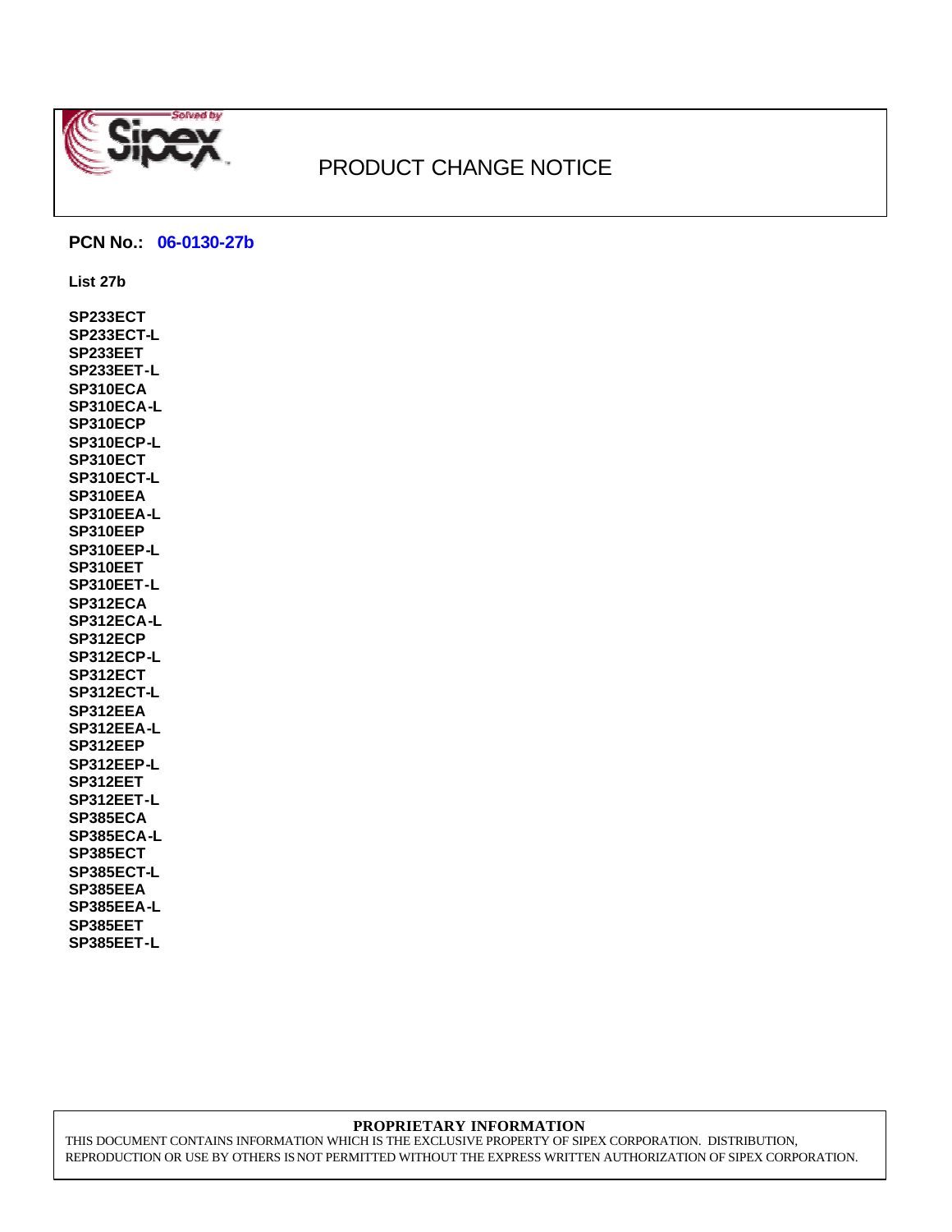PRODUCT CHANGE NOTICE

**PCN No.: 06-0130-27b**

**List 27b**

**SP233ECT**
**SP233ECT-L**
**SP233EET**
**SP233EET-L**
**SP310ECA**
**SP310ECA-L**
**SP310ECP**
**SP310ECP-L**
**SP310ECT**
**SP310ECT-L**
**SP310EEA**
**SP310EEA-L**
**SP310EEP**
**SP310EEP-L**
**SP310EET**
**SP310EET-L**
**SP312ECA**
**SP312ECA-L**
**SP312ECP**
**SP312ECP-L**
**SP312ECT**
**SP312ECT-L**
**SP312EEA**
**SP312EEA-L**
**SP312EEP**
**SP312EEP-L**
**SP312EET**
**SP312EET-L**
**SP385ECA**
**SP385ECA-L**
**SP385ECT**
**SP385ECT-L**
**SP385EEA**
**SP385EEA-L**
**SP385EET**
**SP385EET-L**

**PROPRIETARY INFORMATION**
THIS DOCUMENT CONTAINS INFORMATION WHICH IS THE EXCLUSIVE PROPERTY OF SIPEX CORPORATION. DISTRIBUTION, REPRODUCTION OR USE BY OTHERS IS NOT PERMITTED WITHOUT THE EXPRESS WRITTEN AUTHORIZATION OF SIPEX CORPORATION.